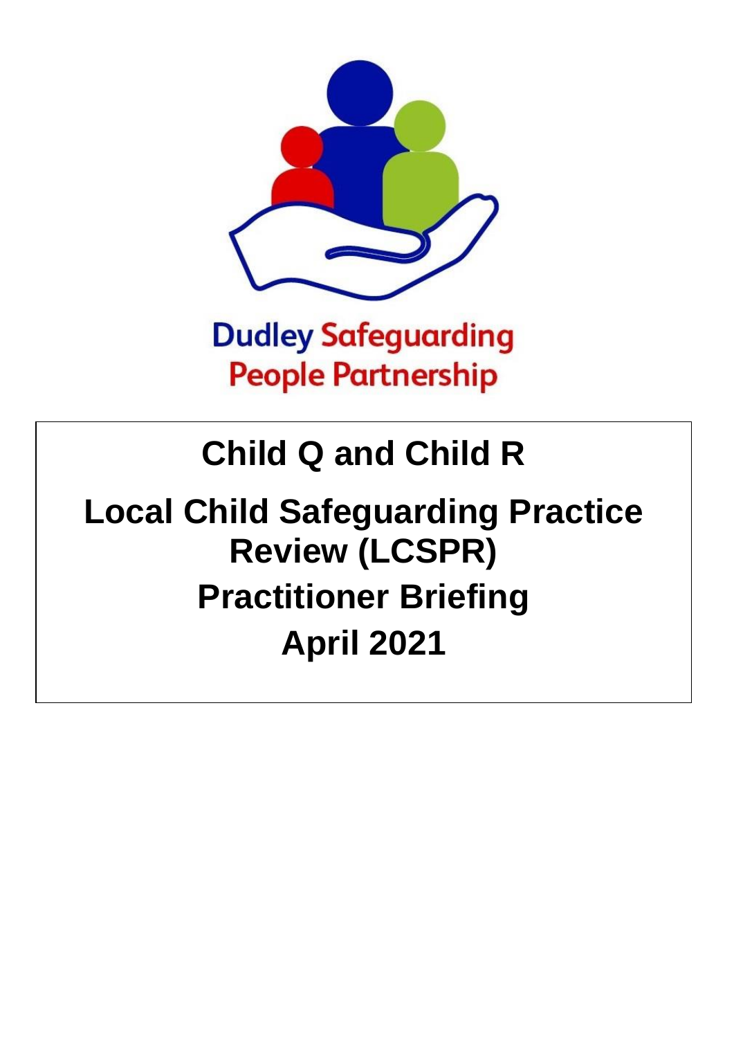Dudley Safeguarding People Partnership

# Child Q and Child R

# Local Child Safeguarding Practice Review (LCSPR)

# Practitioner Briefing

# April 2021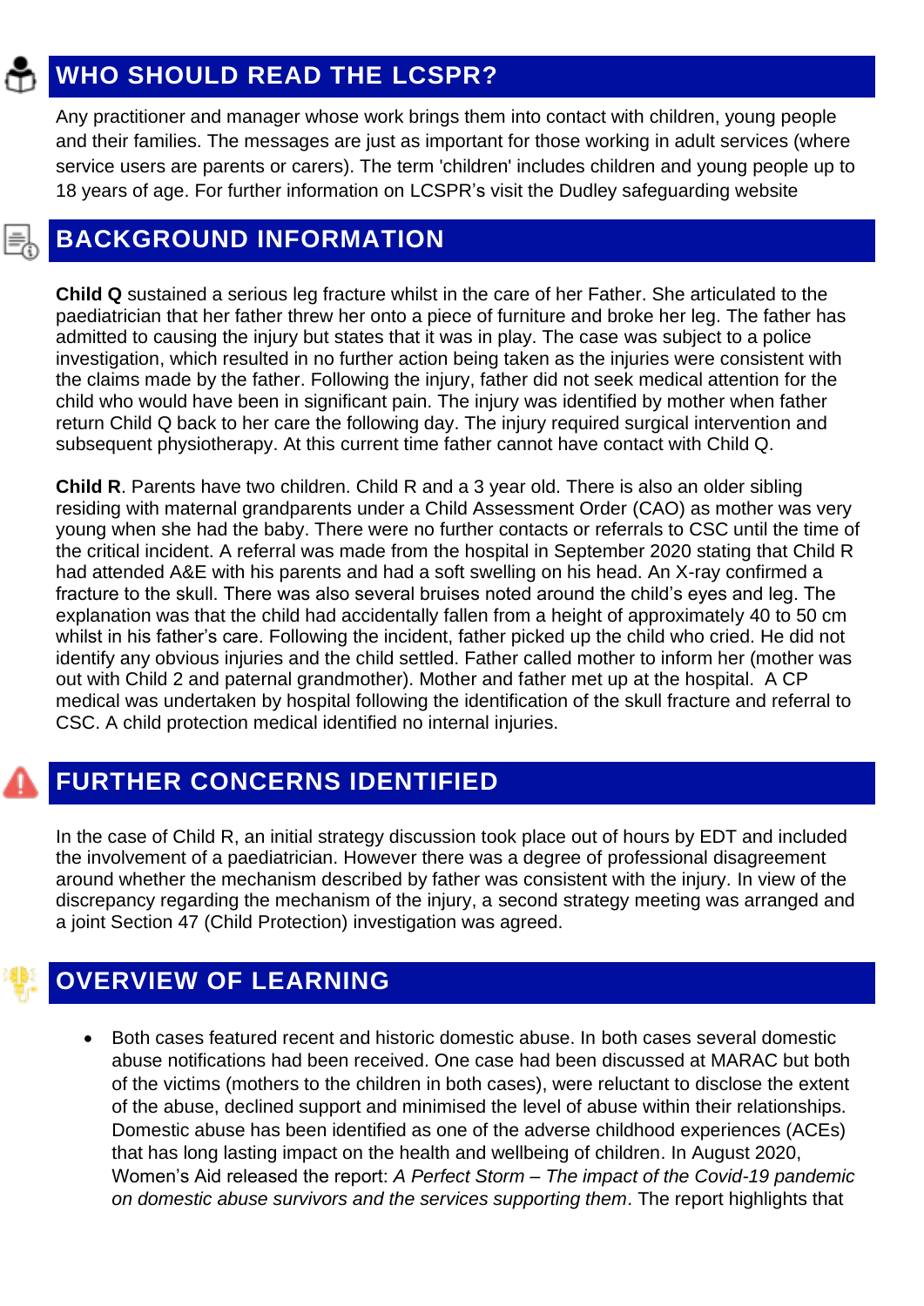## WHO SHOULD READ THE LCSPR?

Any practitioner and manager whose work brings them into contact with children, young people and their families. The messages are just as important for those working in adult services (where service users are parents or carers). The term 'children' includes children and young people up to 18 years of age. For further information on LCSPR's visit the Dudley safeguarding website

## BACKGROUND INFORMATION

**Child Q** sustained a serious leg fracture whilst in the care of her Father. She articulated to the paediatrician that her father threw her onto a piece of furniture and broke her leg. The father has admitted to causing the injury but states that it was in play. The case was subject to a police investigation, which resulted in no further action being taken as the injuries were consistent with the claims made by the father. Following the injury, father did not seek medical attention for the child who would have been in significant pain. The injury was identified by mother when father return Child Q back to her care the following day. The injury required surgical intervention and subsequent physiotherapy. At this current time father cannot have contact with Child Q.

**Child R**. Parents have two children. Child R and a 3 year old. There is also an older sibling residing with maternal grandparents under a Child Assessment Order (CAO) as mother was very young when she had the baby. There were no further contacts or referrals to CSC until the time of the critical incident. A referral was made from the hospital in September 2020 stating that Child R had attended A&E with his parents and had a soft swelling on his head. An X-ray confirmed a fracture to the skull. There was also several bruises noted around the child's eyes and leg. The explanation was that the child had accidentally fallen from a height of approximately 40 to 50 cm whilst in his father's care. Following the incident, father picked up the child who cried. He did not identify any obvious injuries and the child settled. Father called mother to inform her (mother was out with Child 2 and paternal grandmother). Mother and father met up at the hospital. A CP medical was undertaken by hospital following the identification of the skull fracture and referral to CSC. A child protection medical identified no internal injuries.

## FURTHER CONCERNS IDENTIFIED

In the case of Child R, an initial strategy discussion took place out of hours by EDT and included the involvement of a paediatrician. However there was a degree of professional disagreement around whether the mechanism described by father was consistent with the injury. In view of the discrepancy regarding the mechanism of the injury, a second strategy meeting was arranged and a joint Section 47 (Child Protection) investigation was agreed.

## OVERVIEW OF LEARNING

- Both cases featured recent and historic domestic abuse. In both cases several domestic abuse notifications had been received. One case had been discussed at MARAC but both of the victims (mothers to the children in both cases), were reluctant to disclose the extent of the abuse, declined support and minimised the level of abuse within their relationships. Domestic abuse has been identified as one of the adverse childhood experiences (ACEs) that has long lasting impact on the health and wellbeing of children. In August 2020, Women's Aid released the report: *A Perfect Storm – The impact of the Covid-19 pandemic on domestic abuse survivors and the services supporting them*. The report highlights that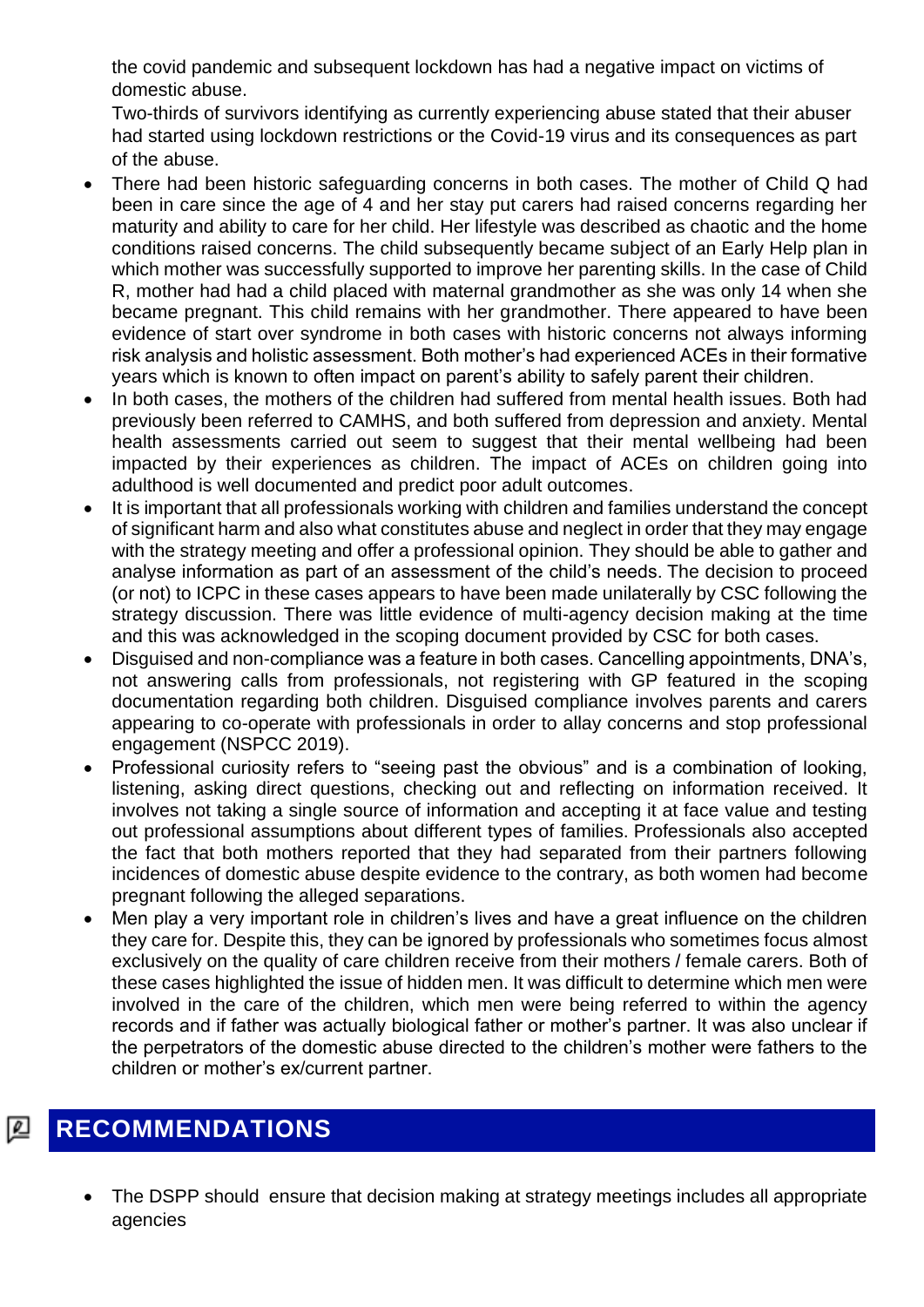the covid pandemic and subsequent lockdown has had a negative impact on victims of domestic abuse.
Two-thirds of survivors identifying as currently experiencing abuse stated that their abuser had started using lockdown restrictions or the Covid-19 virus and its consequences as part of the abuse.

- There had been historic safeguarding concerns in both cases. The mother of Child Q had been in care since the age of 4 and her stay put carers had raised concerns regarding her maturity and ability to care for her child. Her lifestyle was described as chaotic and the home conditions raised concerns. The child subsequently became subject of an Early Help plan in which mother was successfully supported to improve her parenting skills. In the case of Child R, mother had had a child placed with maternal grandmother as she was only 14 when she became pregnant. This child remains with her grandmother. There appeared to have been evidence of start over syndrome in both cases with historic concerns not always informing risk analysis and holistic assessment. Both mother's had experienced ACEs in their formative years which is known to often impact on parent's ability to safely parent their children.
- In both cases, the mothers of the children had suffered from mental health issues. Both had previously been referred to CAMHS, and both suffered from depression and anxiety. Mental health assessments carried out seem to suggest that their mental wellbeing had been impacted by their experiences as children. The impact of ACEs on children going into adulthood is well documented and predict poor adult outcomes.
- It is important that all professionals working with children and families understand the concept of significant harm and also what constitutes abuse and neglect in order that they may engage with the strategy meeting and offer a professional opinion. They should be able to gather and analyse information as part of an assessment of the child's needs. The decision to proceed (or not) to ICPC in these cases appears to have been made unilaterally by CSC following the strategy discussion. There was little evidence of multi-agency decision making at the time and this was acknowledged in the scoping document provided by CSC for both cases.
- Disguised and non-compliance was a feature in both cases. Cancelling appointments, DNA's, not answering calls from professionals, not registering with GP featured in the scoping documentation regarding both children. Disguised compliance involves parents and carers appearing to co-operate with professionals in order to allay concerns and stop professional engagement (NSPCC 2019).
- Professional curiosity refers to "seeing past the obvious" and is a combination of looking, listening, asking direct questions, checking out and reflecting on information received. It involves not taking a single source of information and accepting it at face value and testing out professional assumptions about different types of families. Professionals also accepted the fact that both mothers reported that they had separated from their partners following incidences of domestic abuse despite evidence to the contrary, as both women had become pregnant following the alleged separations.
- Men play a very important role in children's lives and have a great influence on the children they care for. Despite this, they can be ignored by professionals who sometimes focus almost exclusively on the quality of care children receive from their mothers / female carers. Both of these cases highlighted the issue of hidden men. It was difficult to determine which men were involved in the care of the children, which men were being referred to within the agency records and if father was actually biological father or mother's partner. It was also unclear if the perpetrators of the domestic abuse directed to the children's mother were fathers to the children or mother's ex/current partner.

## RECOMMENDATIONS

- The DSPP should ensure that decision making at strategy meetings includes all appropriate agencies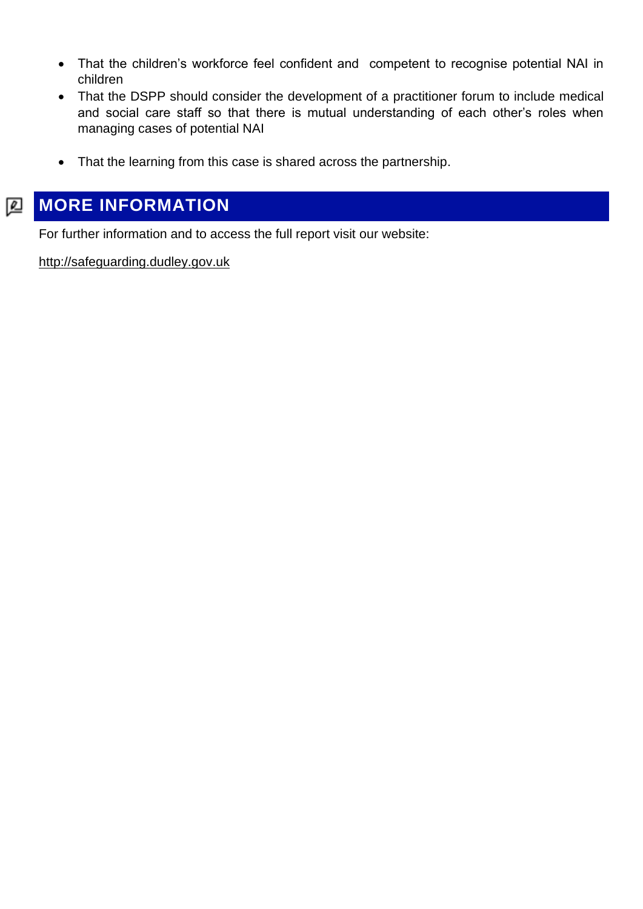- That the children's workforce feel confident and competent to recognise potential NAI in children
- That the DSPP should consider the development of a practitioner forum to include medical and social care staff so that there is mutual understanding of each other's roles when managing cases of potential NAI
- That the learning from this case is shared across the partnership.

## MORE INFORMATION

For further information and to access the full report visit our website:

http://safeguarding.dudley.gov.uk